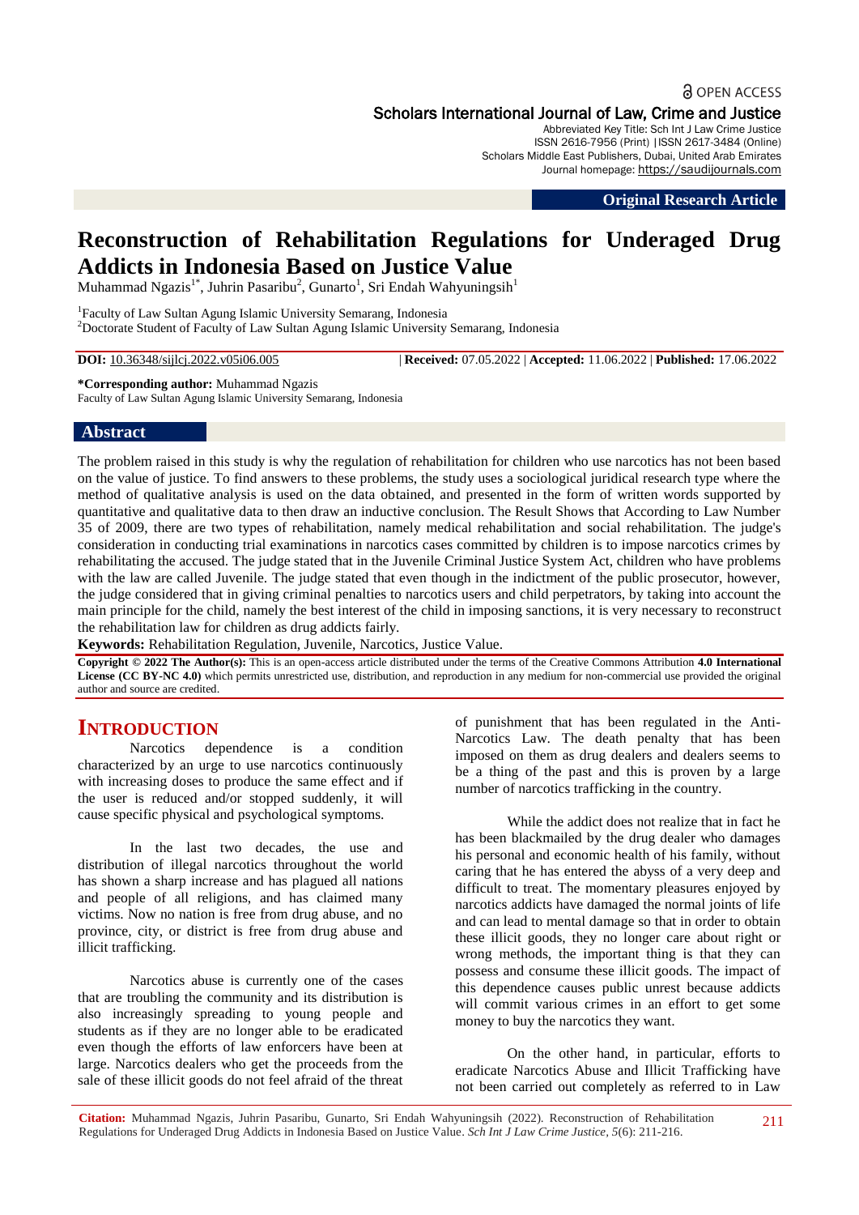OPEN ACCESS

Scholars International Journal of Law, Crime and Justice

Abbreviated Key Title: Sch Int J Law Crime Justice
ISSN 2616-7956 (Print) |ISSN 2617-3484 (Online)
Scholars Middle East Publishers, Dubai, United Arab Emirates
Journal homepage: https://saudijournals.com

**Original Research Article**

# Reconstruction of Rehabilitation Regulations for Underaged Drug Addicts in Indonesia Based on Justice Value

Muhammad Ngazis[1*], Juhrin Pasaribu[2], Gunarto[1], Sri Endah Wahyuningsih[1]

[1]Faculty of Law Sultan Agung Islamic University Semarang, Indonesia
[2]Doctorate Student of Faculty of Law Sultan Agung Islamic University Semarang, Indonesia

**DOI:** 10.36348/sijlcj.2022.v05i06.005 | **Received:** 07.05.2022 | **Accepted:** 11.06.2022 | **Published:** 17.06.2022

**\*Corresponding author:** Muhammad Ngazis
Faculty of Law Sultan Agung Islamic University Semarang, Indonesia

## Abstract

The problem raised in this study is why the regulation of rehabilitation for children who use narcotics has not been based on the value of justice. To find answers to these problems, the study uses a sociological juridical research type where the method of qualitative analysis is used on the data obtained, and presented in the form of written words supported by quantitative and qualitative data to then draw an inductive conclusion. The Result Shows that According to Law Number 35 of 2009, there are two types of rehabilitation, namely medical rehabilitation and social rehabilitation. The judge's consideration in conducting trial examinations in narcotics cases committed by children is to impose narcotics crimes by rehabilitating the accused. The judge stated that in the Juvenile Criminal Justice System Act, children who have problems with the law are called Juvenile. The judge stated that even though in the indictment of the public prosecutor, however, the judge considered that in giving criminal penalties to narcotics users and child perpetrators, by taking into account the main principle for the child, namely the best interest of the child in imposing sanctions, it is very necessary to reconstruct the rehabilitation law for children as drug addicts fairly.

**Keywords:** Rehabilitation Regulation, Juvenile, Narcotics, Justice Value.

**Copyright © 2022 The Author(s):** This is an open-access article distributed under the terms of the Creative Commons Attribution **4.0 International License (CC BY-NC 4.0)** which permits unrestricted use, distribution, and reproduction in any medium for non-commercial use provided the original author and source are credited.

## INTRODUCTION

Narcotics dependence is a condition characterized by an urge to use narcotics continuously with increasing doses to produce the same effect and if the user is reduced and/or stopped suddenly, it will cause specific physical and psychological symptoms.

In the last two decades, the use and distribution of illegal narcotics throughout the world has shown a sharp increase and has plagued all nations and people of all religions, and has claimed many victims. Now no nation is free from drug abuse, and no province, city, or district is free from drug abuse and illicit trafficking.

Narcotics abuse is currently one of the cases that are troubling the community and its distribution is also increasingly spreading to young people and students as if they are no longer able to be eradicated even though the efforts of law enforcers have been at large. Narcotics dealers who get the proceeds from the sale of these illicit goods do not feel afraid of the threat of punishment that has been regulated in the Anti-Narcotics Law. The death penalty that has been imposed on them as drug dealers and dealers seems to be a thing of the past and this is proven by a large number of narcotics trafficking in the country.

While the addict does not realize that in fact he has been blackmailed by the drug dealer who damages his personal and economic health of his family, without caring that he has entered the abyss of a very deep and difficult to treat. The momentary pleasures enjoyed by narcotics addicts have damaged the normal joints of life and can lead to mental damage so that in order to obtain these illicit goods, they no longer care about right or wrong methods, the important thing is that they can possess and consume these illicit goods. The impact of this dependence causes public unrest because addicts will commit various crimes in an effort to get some money to buy the narcotics they want.

On the other hand, in particular, efforts to eradicate Narcotics Abuse and Illicit Trafficking have not been carried out completely as referred to in Law

**Citation:** Muhammad Ngazis, Juhrin Pasaribu, Gunarto, Sri Endah Wahyuningsih (2022). Reconstruction of Rehabilitation Regulations for Underaged Drug Addicts in Indonesia Based on Justice Value. *Sch Int J Law Crime Justice, 5*(6): 211-216.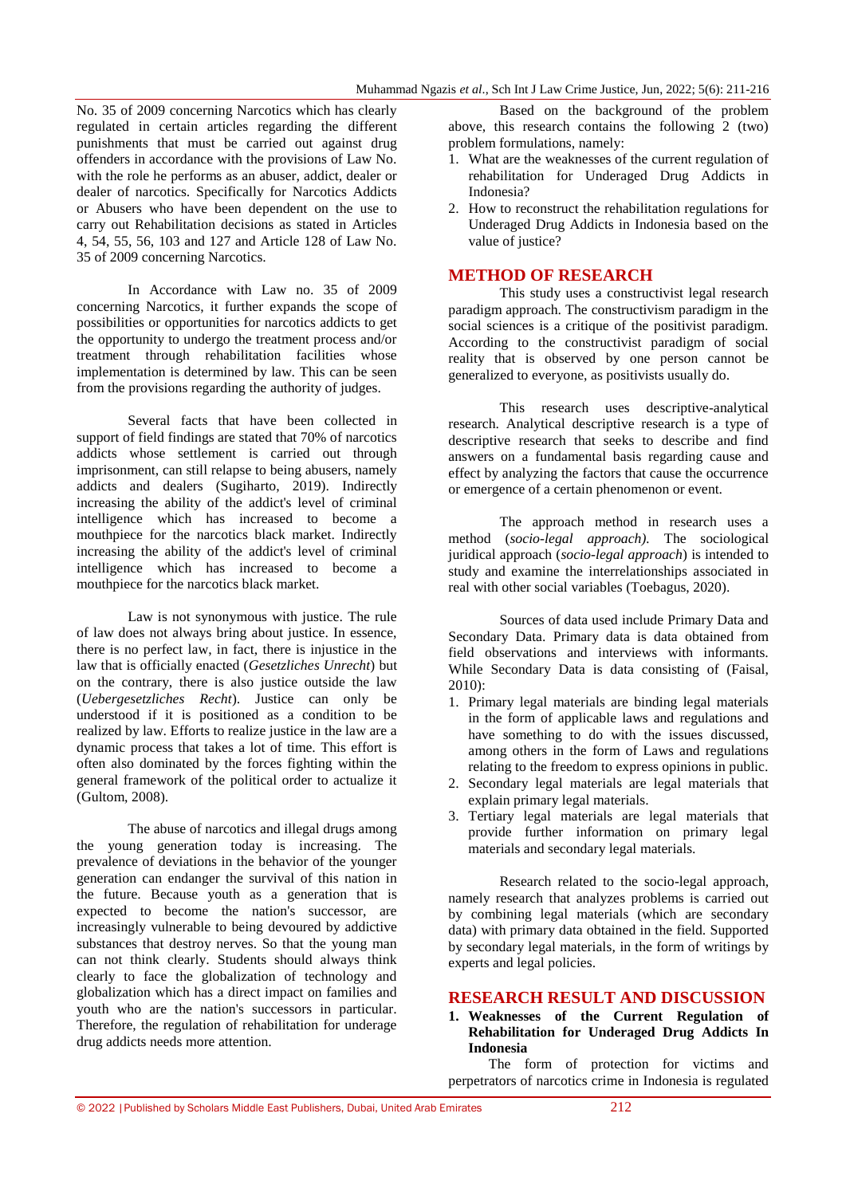No. 35 of 2009 concerning Narcotics which has clearly regulated in certain articles regarding the different punishments that must be carried out against drug offenders in accordance with the provisions of Law No. with the role he performs as an abuser, addict, dealer or dealer of narcotics. Specifically for Narcotics Addicts or Abusers who have been dependent on the use to carry out Rehabilitation decisions as stated in Articles 4, 54, 55, 56, 103 and 127 and Article 128 of Law No. 35 of 2009 concerning Narcotics.

In Accordance with Law no. 35 of 2009 concerning Narcotics, it further expands the scope of possibilities or opportunities for narcotics addicts to get the opportunity to undergo the treatment process and/or treatment through rehabilitation facilities whose implementation is determined by law. This can be seen from the provisions regarding the authority of judges.

Several facts that have been collected in support of field findings are stated that 70% of narcotics addicts whose settlement is carried out through imprisonment, can still relapse to being abusers, namely addicts and dealers (Sugiharto, 2019). Indirectly increasing the ability of the addict's level of criminal intelligence which has increased to become a mouthpiece for the narcotics black market. Indirectly increasing the ability of the addict's level of criminal intelligence which has increased to become a mouthpiece for the narcotics black market.

Law is not synonymous with justice. The rule of law does not always bring about justice. In essence, there is no perfect law, in fact, there is injustice in the law that is officially enacted (*Gesetzliches Unrecht*) but on the contrary, there is also justice outside the law (*Uebergesetzliches Recht*). Justice can only be understood if it is positioned as a condition to be realized by law. Efforts to realize justice in the law are a dynamic process that takes a lot of time. This effort is often also dominated by the forces fighting within the general framework of the political order to actualize it (Gultom, 2008).

The abuse of narcotics and illegal drugs among the young generation today is increasing. The prevalence of deviations in the behavior of the younger generation can endanger the survival of this nation in the future. Because youth as a generation that is expected to become the nation's successor, are increasingly vulnerable to being devoured by addictive substances that destroy nerves. So that the young man can not think clearly. Students should always think clearly to face the globalization of technology and globalization which has a direct impact on families and youth who are the nation's successors in particular. Therefore, the regulation of rehabilitation for underage drug addicts needs more attention.

Based on the background of the problem above, this research contains the following 2 (two) problem formulations, namely:

1. What are the weaknesses of the current regulation of rehabilitation for Underaged Drug Addicts in Indonesia?
2. How to reconstruct the rehabilitation regulations for Underaged Drug Addicts in Indonesia based on the value of justice?

## METHOD OF RESEARCH

This study uses a constructivist legal research paradigm approach. The constructivism paradigm in the social sciences is a critique of the positivist paradigm. According to the constructivist paradigm of social reality that is observed by one person cannot be generalized to everyone, as positivists usually do.

This research uses descriptive-analytical research. Analytical descriptive research is a type of descriptive research that seeks to describe and find answers on a fundamental basis regarding cause and effect by analyzing the factors that cause the occurrence or emergence of a certain phenomenon or event.

The approach method in research uses a method (*socio-legal approach).* The sociological juridical approach (*socio-legal approach*) is intended to study and examine the interrelationships associated in real with other social variables (Toebagus, 2020).

Sources of data used include Primary Data and Secondary Data. Primary data is data obtained from field observations and interviews with informants. While Secondary Data is data consisting of (Faisal, 2010):

1. Primary legal materials are binding legal materials in the form of applicable laws and regulations and have something to do with the issues discussed, among others in the form of Laws and regulations relating to the freedom to express opinions in public.
2. Secondary legal materials are legal materials that explain primary legal materials.
3. Tertiary legal materials are legal materials that provide further information on primary legal materials and secondary legal materials.

Research related to the socio-legal approach, namely research that analyzes problems is carried out by combining legal materials (which are secondary data) with primary data obtained in the field. Supported by secondary legal materials, in the form of writings by experts and legal policies.

## RESEARCH RESULT AND DISCUSSION

### 1. Weaknesses of the Current Regulation of Rehabilitation for Underaged Drug Addicts In Indonesia

The form of protection for victims and perpetrators of narcotics crime in Indonesia is regulated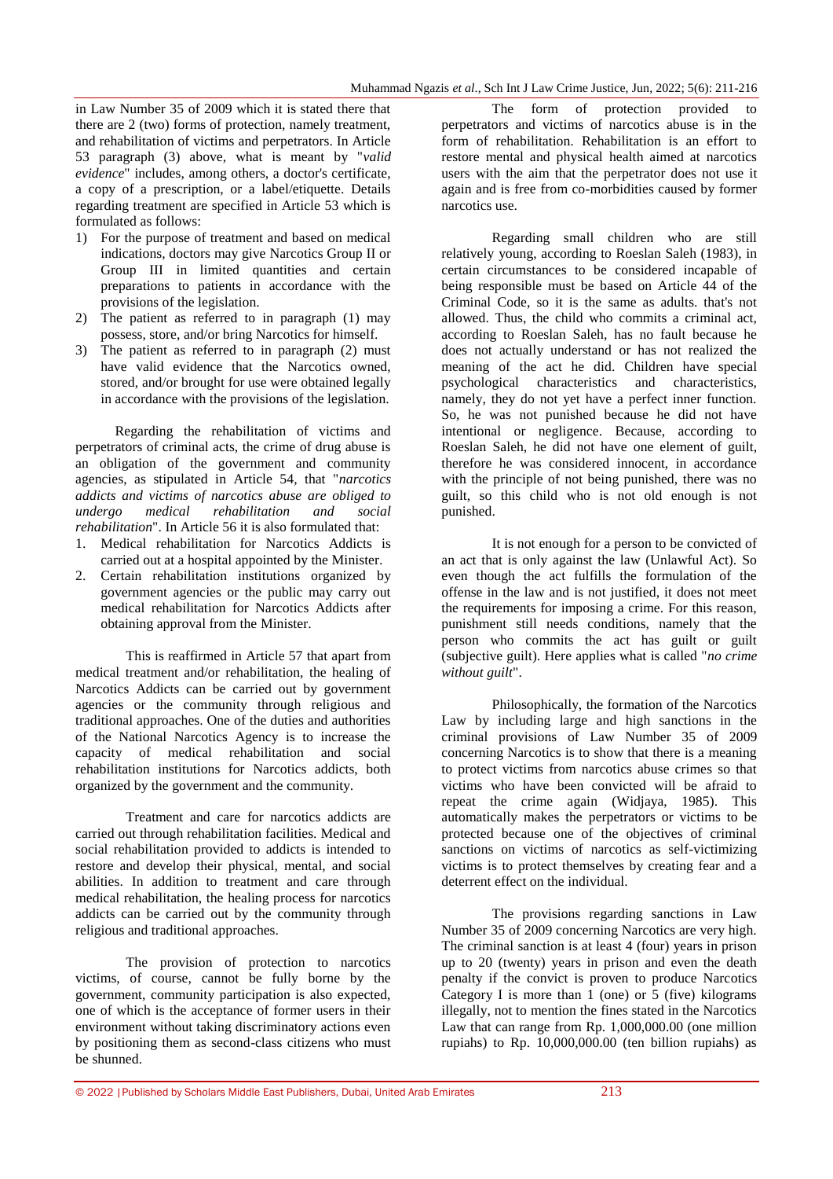in Law Number 35 of 2009 which it is stated there that there are 2 (two) forms of protection, namely treatment, and rehabilitation of victims and perpetrators. In Article 53 paragraph (3) above, what is meant by "*valid evidence*" includes, among others, a doctor's certificate, a copy of a prescription, or a label/etiquette. Details regarding treatment are specified in Article 53 which is formulated as follows:

1) For the purpose of treatment and based on medical indications, doctors may give Narcotics Group II or Group III in limited quantities and certain preparations to patients in accordance with the provisions of the legislation.
2) The patient as referred to in paragraph (1) may possess, store, and/or bring Narcotics for himself.
3) The patient as referred to in paragraph (2) must have valid evidence that the Narcotics owned, stored, and/or brought for use were obtained legally in accordance with the provisions of the legislation.

Regarding the rehabilitation of victims and perpetrators of criminal acts, the crime of drug abuse is an obligation of the government and community agencies, as stipulated in Article 54, that "*narcotics addicts and victims of narcotics abuse are obliged to undergo medical rehabilitation and social rehabilitation*". In Article 56 it is also formulated that:

1. Medical rehabilitation for Narcotics Addicts is carried out at a hospital appointed by the Minister.
2. Certain rehabilitation institutions organized by government agencies or the public may carry out medical rehabilitation for Narcotics Addicts after obtaining approval from the Minister.

This is reaffirmed in Article 57 that apart from medical treatment and/or rehabilitation, the healing of Narcotics Addicts can be carried out by government agencies or the community through religious and traditional approaches. One of the duties and authorities of the National Narcotics Agency is to increase the capacity of medical rehabilitation and social rehabilitation institutions for Narcotics addicts, both organized by the government and the community.

Treatment and care for narcotics addicts are carried out through rehabilitation facilities. Medical and social rehabilitation provided to addicts is intended to restore and develop their physical, mental, and social abilities. In addition to treatment and care through medical rehabilitation, the healing process for narcotics addicts can be carried out by the community through religious and traditional approaches.

The provision of protection to narcotics victims, of course, cannot be fully borne by the government, community participation is also expected, one of which is the acceptance of former users in their environment without taking discriminatory actions even by positioning them as second-class citizens who must be shunned.

The form of protection provided to perpetrators and victims of narcotics abuse is in the form of rehabilitation. Rehabilitation is an effort to restore mental and physical health aimed at narcotics users with the aim that the perpetrator does not use it again and is free from co-morbidities caused by former narcotics use.

Regarding small children who are still relatively young, according to Roeslan Saleh (1983), in certain circumstances to be considered incapable of being responsible must be based on Article 44 of the Criminal Code, so it is the same as adults. that's not allowed. Thus, the child who commits a criminal act, according to Roeslan Saleh, has no fault because he does not actually understand or has not realized the meaning of the act he did. Children have special psychological characteristics and characteristics, namely, they do not yet have a perfect inner function. So, he was not punished because he did not have intentional or negligence. Because, according to Roeslan Saleh, he did not have one element of guilt, therefore he was considered innocent, in accordance with the principle of not being punished, there was no guilt, so this child who is not old enough is not punished.

It is not enough for a person to be convicted of an act that is only against the law (Unlawful Act). So even though the act fulfills the formulation of the offense in the law and is not justified, it does not meet the requirements for imposing a crime. For this reason, punishment still needs conditions, namely that the person who commits the act has guilt or guilt (subjective guilt). Here applies what is called "*no crime without guilt*".

Philosophically, the formation of the Narcotics Law by including large and high sanctions in the criminal provisions of Law Number 35 of 2009 concerning Narcotics is to show that there is a meaning to protect victims from narcotics abuse crimes so that victims who have been convicted will be afraid to repeat the crime again (Widjaya, 1985). This automatically makes the perpetrators or victims to be protected because one of the objectives of criminal sanctions on victims of narcotics as self-victimizing victims is to protect themselves by creating fear and a deterrent effect on the individual.

The provisions regarding sanctions in Law Number 35 of 2009 concerning Narcotics are very high. The criminal sanction is at least 4 (four) years in prison up to 20 (twenty) years in prison and even the death penalty if the convict is proven to produce Narcotics Category I is more than 1 (one) or 5 (five) kilograms illegally, not to mention the fines stated in the Narcotics Law that can range from Rp. 1,000,000.00 (one million rupiahs) to Rp. 10,000,000.00 (ten billion rupiahs) as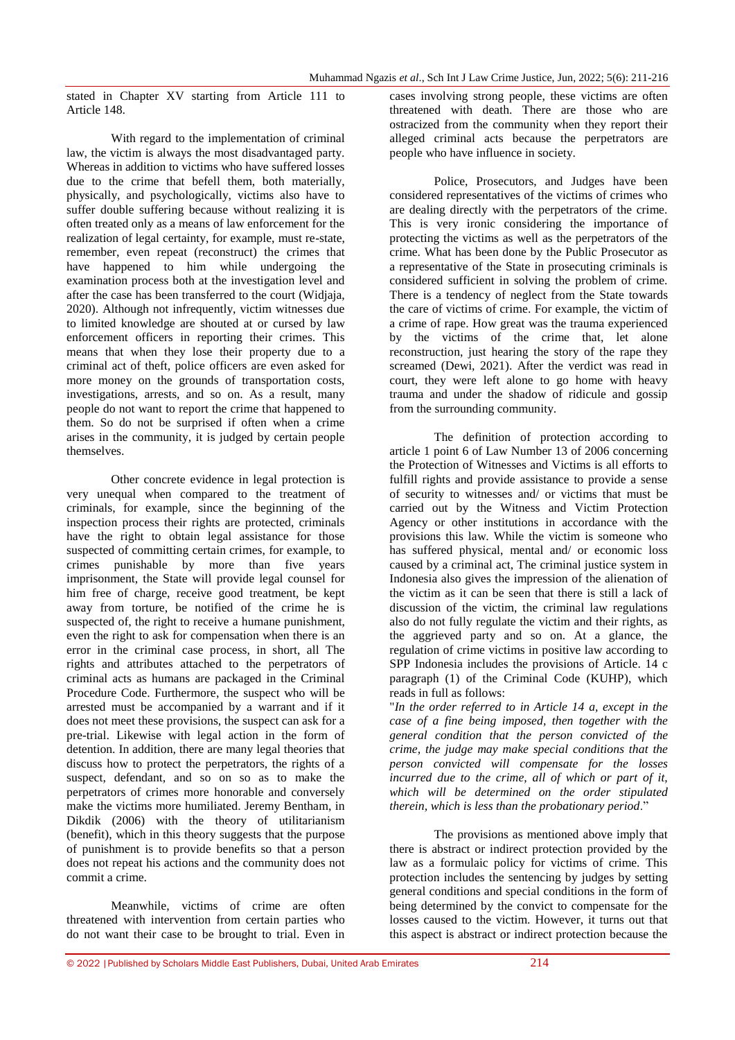stated in Chapter XV starting from Article 111 to Article 148.

With regard to the implementation of criminal law, the victim is always the most disadvantaged party. Whereas in addition to victims who have suffered losses due to the crime that befell them, both materially, physically, and psychologically, victims also have to suffer double suffering because without realizing it is often treated only as a means of law enforcement for the realization of legal certainty, for example, must re-state, remember, even repeat (reconstruct) the crimes that have happened to him while undergoing the examination process both at the investigation level and after the case has been transferred to the court (Widjaja, 2020). Although not infrequently, victim witnesses due to limited knowledge are shouted at or cursed by law enforcement officers in reporting their crimes. This means that when they lose their property due to a criminal act of theft, police officers are even asked for more money on the grounds of transportation costs, investigations, arrests, and so on. As a result, many people do not want to report the crime that happened to them. So do not be surprised if often when a crime arises in the community, it is judged by certain people themselves.

Other concrete evidence in legal protection is very unequal when compared to the treatment of criminals, for example, since the beginning of the inspection process their rights are protected, criminals have the right to obtain legal assistance for those suspected of committing certain crimes, for example, to crimes punishable by more than five years imprisonment, the State will provide legal counsel for him free of charge, receive good treatment, be kept away from torture, be notified of the crime he is suspected of, the right to receive a humane punishment, even the right to ask for compensation when there is an error in the criminal case process, in short, all The rights and attributes attached to the perpetrators of criminal acts as humans are packaged in the Criminal Procedure Code. Furthermore, the suspect who will be arrested must be accompanied by a warrant and if it does not meet these provisions, the suspect can ask for a pre-trial. Likewise with legal action in the form of detention. In addition, there are many legal theories that discuss how to protect the perpetrators, the rights of a suspect, defendant, and so on so as to make the perpetrators of crimes more honorable and conversely make the victims more humiliated. Jeremy Bentham, in Dikdik (2006) with the theory of utilitarianism (benefit), which in this theory suggests that the purpose of punishment is to provide benefits so that a person does not repeat his actions and the community does not commit a crime.

Meanwhile, victims of crime are often threatened with intervention from certain parties who do not want their case to be brought to trial. Even in cases involving strong people, these victims are often threatened with death. There are those who are ostracized from the community when they report their alleged criminal acts because the perpetrators are people who have influence in society.

Police, Prosecutors, and Judges have been considered representatives of the victims of crimes who are dealing directly with the perpetrators of the crime. This is very ironic considering the importance of protecting the victims as well as the perpetrators of the crime. What has been done by the Public Prosecutor as a representative of the State in prosecuting criminals is considered sufficient in solving the problem of crime. There is a tendency of neglect from the State towards the care of victims of crime. For example, the victim of a crime of rape. How great was the trauma experienced by the victims of the crime that, let alone reconstruction, just hearing the story of the rape they screamed (Dewi, 2021). After the verdict was read in court, they were left alone to go home with heavy trauma and under the shadow of ridicule and gossip from the surrounding community.

The definition of protection according to article 1 point 6 of Law Number 13 of 2006 concerning the Protection of Witnesses and Victims is all efforts to fulfill rights and provide assistance to provide a sense of security to witnesses and/ or victims that must be carried out by the Witness and Victim Protection Agency or other institutions in accordance with the provisions this law. While the victim is someone who has suffered physical, mental and/ or economic loss caused by a criminal act, The criminal justice system in Indonesia also gives the impression of the alienation of the victim as it can be seen that there is still a lack of discussion of the victim, the criminal law regulations also do not fully regulate the victim and their rights, as the aggrieved party and so on. At a glance, the regulation of crime victims in positive law according to SPP Indonesia includes the provisions of Article. 14 c paragraph (1) of the Criminal Code (KUHP), which reads in full as follows:

"*In the order referred to in Article 14 a, except in the case of a fine being imposed, then together with the general condition that the person convicted of the crime, the judge may make special conditions that the person convicted will compensate for the losses incurred due to the crime, all of which or part of it, which will be determined on the order stipulated therein, which is less than the probationary period*."

The provisions as mentioned above imply that there is abstract or indirect protection provided by the law as a formulaic policy for victims of crime. This protection includes the sentencing by judges by setting general conditions and special conditions in the form of being determined by the convict to compensate for the losses caused to the victim. However, it turns out that this aspect is abstract or indirect protection because the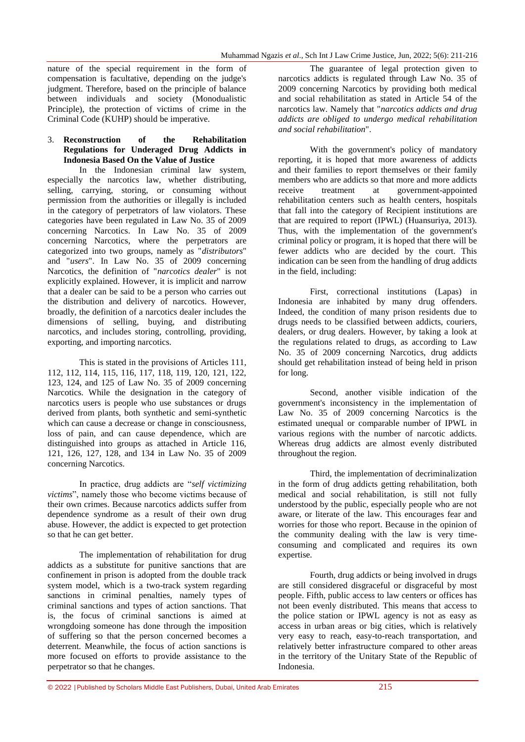nature of the special requirement in the form of compensation is facultative, depending on the judge's judgment. Therefore, based on the principle of balance between individuals and society (Monodualistic Principle), the protection of victims of crime in the Criminal Code (KUHP) should be imperative.

### 3. Reconstruction of the Rehabilitation Regulations for Underaged Drug Addicts in Indonesia Based On the Value of Justice

In the Indonesian criminal law system, especially the narcotics law, whether distributing, selling, carrying, storing, or consuming without permission from the authorities or illegally is included in the category of perpetrators of law violators. These categories have been regulated in Law No. 35 of 2009 concerning Narcotics. In Law No. 35 of 2009 concerning Narcotics, where the perpetrators are categorized into two groups, namely as "*distributors*" and "*users*". In Law No. 35 of 2009 concerning Narcotics, the definition of "*narcotics dealer*" is not explicitly explained. However, it is implicit and narrow that a dealer can be said to be a person who carries out the distribution and delivery of narcotics. However, broadly, the definition of a narcotics dealer includes the dimensions of selling, buying, and distributing narcotics, and includes storing, controlling, providing, exporting, and importing narcotics.

This is stated in the provisions of Articles 111, 112, 112, 114, 115, 116, 117, 118, 119, 120, 121, 122, 123, 124, and 125 of Law No. 35 of 2009 concerning Narcotics. While the designation in the category of narcotics users is people who use substances or drugs derived from plants, both synthetic and semi-synthetic which can cause a decrease or change in consciousness, loss of pain, and can cause dependence, which are distinguished into groups as attached in Article 116, 121, 126, 127, 128, and 134 in Law No. 35 of 2009 concerning Narcotics.

In practice, drug addicts are "*self victimizing victims*", namely those who become victims because of their own crimes. Because narcotics addicts suffer from dependence syndrome as a result of their own drug abuse. However, the addict is expected to get protection so that he can get better.

The implementation of rehabilitation for drug addicts as a substitute for punitive sanctions that are confinement in prison is adopted from the double track system model, which is a two-track system regarding sanctions in criminal penalties, namely types of criminal sanctions and types of action sanctions. That is, the focus of criminal sanctions is aimed at wrongdoing someone has done through the imposition of suffering so that the person concerned becomes a deterrent. Meanwhile, the focus of action sanctions is more focused on efforts to provide assistance to the perpetrator so that he changes.

The guarantee of legal protection given to narcotics addicts is regulated through Law No. 35 of 2009 concerning Narcotics by providing both medical and social rehabilitation as stated in Article 54 of the narcotics law. Namely that "*narcotics addicts and drug addicts are obliged to undergo medical rehabilitation and social rehabilitation*".

With the government's policy of mandatory reporting, it is hoped that more awareness of addicts and their families to report themselves or their family members who are addicts so that more and more addicts receive treatment at government-appointed rehabilitation centers such as health centers, hospitals that fall into the category of Recipient institutions are that are required to report (IPWL) (Huansuriya, 2013). Thus, with the implementation of the government's criminal policy or program, it is hoped that there will be fewer addicts who are decided by the court. This indication can be seen from the handling of drug addicts in the field, including:

First, correctional institutions (Lapas) in Indonesia are inhabited by many drug offenders. Indeed, the condition of many prison residents due to drugs needs to be classified between addicts, couriers, dealers, or drug dealers. However, by taking a look at the regulations related to drugs, as according to Law No. 35 of 2009 concerning Narcotics, drug addicts should get rehabilitation instead of being held in prison for long.

Second, another visible indication of the government's inconsistency in the implementation of Law No. 35 of 2009 concerning Narcotics is the estimated unequal or comparable number of IPWL in various regions with the number of narcotic addicts. Whereas drug addicts are almost evenly distributed throughout the region.

Third, the implementation of decriminalization in the form of drug addicts getting rehabilitation, both medical and social rehabilitation, is still not fully understood by the public, especially people who are not aware, or literate of the law. This encourages fear and worries for those who report. Because in the opinion of the community dealing with the law is very time-consuming and complicated and requires its own expertise.

Fourth, drug addicts or being involved in drugs are still considered disgraceful or disgraceful by most people. Fifth, public access to law centers or offices has not been evenly distributed. This means that access to the police station or IPWL agency is not as easy as access in urban areas or big cities, which is relatively very easy to reach, easy-to-reach transportation, and relatively better infrastructure compared to other areas in the territory of the Unitary State of the Republic of Indonesia.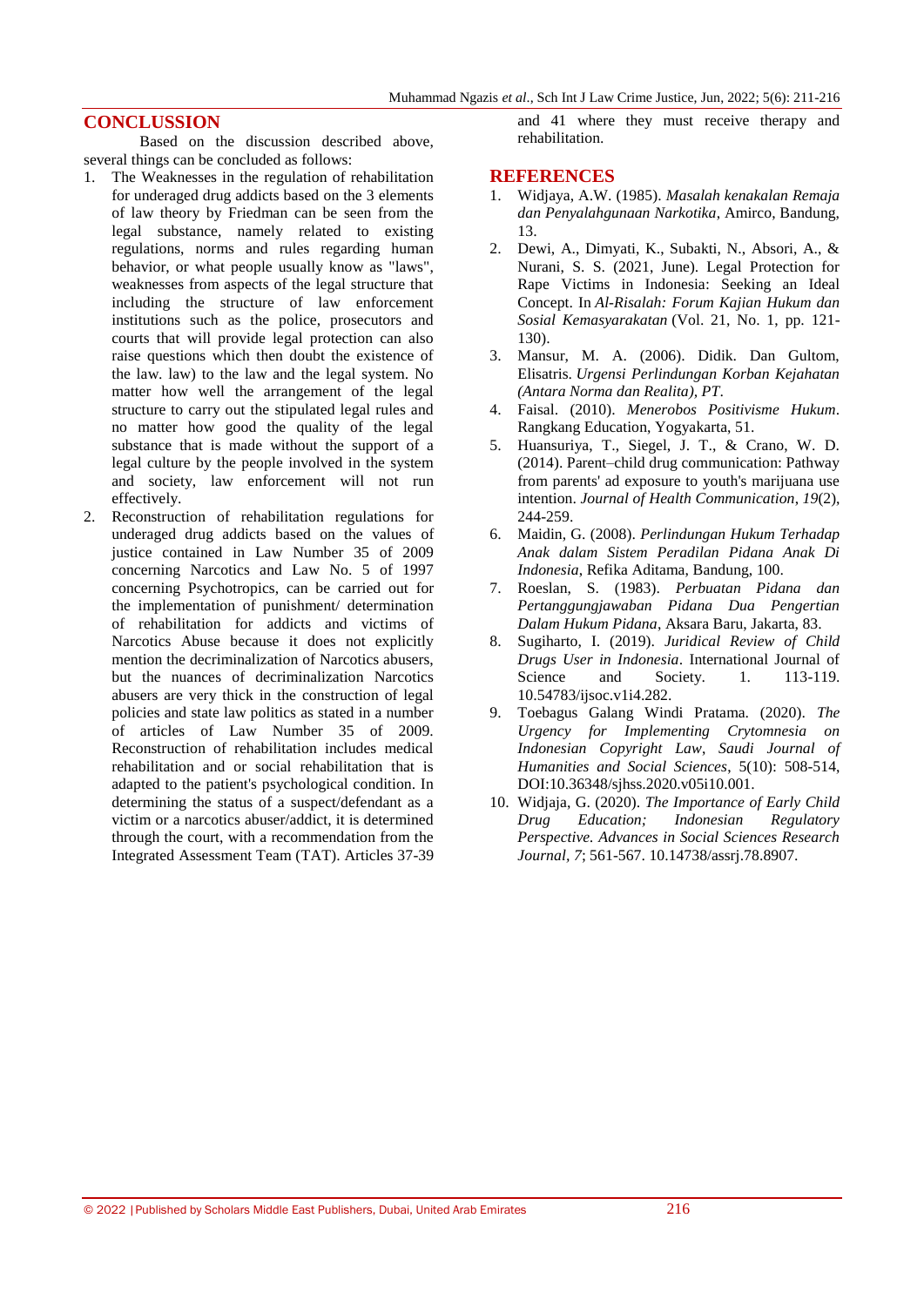## CONCLUSSION

Based on the discussion described above, several things can be concluded as follows:

1. The Weaknesses in the regulation of rehabilitation for underaged drug addicts based on the 3 elements of law theory by Friedman can be seen from the legal substance, namely related to existing regulations, norms and rules regarding human behavior, or what people usually know as "laws", weaknesses from aspects of the legal structure that including the structure of law enforcement institutions such as the police, prosecutors and courts that will provide legal protection can also raise questions which then doubt the existence of the law. law) to the law and the legal system. No matter how well the arrangement of the legal structure to carry out the stipulated legal rules and no matter how good the quality of the legal substance that is made without the support of a legal culture by the people involved in the system and society, law enforcement will not run effectively.
2. Reconstruction of rehabilitation regulations for underaged drug addicts based on the values of justice contained in Law Number 35 of 2009 concerning Narcotics and Law No. 5 of 1997 concerning Psychotropics, can be carried out for the implementation of punishment/ determination of rehabilitation for addicts and victims of Narcotics Abuse because it does not explicitly mention the decriminalization of Narcotics abusers, but the nuances of decriminalization Narcotics abusers are very thick in the construction of legal policies and state law politics as stated in a number of articles of Law Number 35 of 2009. Reconstruction of rehabilitation includes medical rehabilitation and or social rehabilitation that is adapted to the patient's psychological condition. In determining the status of a suspect/defendant as a victim or a narcotics abuser/addict, it is determined through the court, with a recommendation from the Integrated Assessment Team (TAT). Articles 37-39 and 41 where they must receive therapy and rehabilitation.

## REFERENCES

1. Widjaya, A.W. (1985). *Masalah kenakalan Remaja dan Penyalahgunaan Narkotika*, Amirco, Bandung, 13.
2. Dewi, A., Dimyati, K., Subakti, N., Absori, A., & Nurani, S. S. (2021, June). Legal Protection for Rape Victims in Indonesia: Seeking an Ideal Concept. In *Al-Risalah: Forum Kajian Hukum dan Sosial Kemasyarakatan* (Vol. 21, No. 1, pp. 121-130).
3. Mansur, M. A. (2006). Didik. Dan Gultom, Elisatris. *Urgensi Perlindungan Korban Kejahatan (Antara Norma dan Realita), PT*.
4. Faisal. (2010). *Menerobos Positivisme Hukum*. Rangkang Education, Yogyakarta, 51.
5. Huansuriya, T., Siegel, J. T., & Crano, W. D. (2014). Parent–child drug communication: Pathway from parents' ad exposure to youth's marijuana use intention. *Journal of Health Communication*, *19*(2), 244-259.
6. Maidin, G. (2008). *Perlindungan Hukum Terhadap Anak dalam Sistem Peradilan Pidana Anak Di Indonesia*, Refika Aditama, Bandung, 100.
7. Roeslan, S. (1983). *Perbuatan Pidana dan Pertanggungjawaban Pidana Dua Pengertian Dalam Hukum Pidana*, Aksara Baru, Jakarta, 83.
8. Sugiharto, I. (2019). *Juridical Review of Child Drugs User in Indonesia*. International Journal of Science and Society. 1. 113-119. 10.54783/ijsoc.v1i4.282.
9. Toebagus Galang Windi Pratama. (2020). *The Urgency for Implementing Crytomnesia on Indonesian Copyright Law*, *Saudi Journal of Humanities and Social Sciences*, 5(10): 508-514, DOI:10.36348/sjhss.2020.v05i10.001.
10. Widjaja, G. (2020). *The Importance of Early Child Drug Education; Indonesian Regulatory Perspective. Advances in Social Sciences Research Journal, 7*; 561-567. 10.14738/assrj.78.8907.